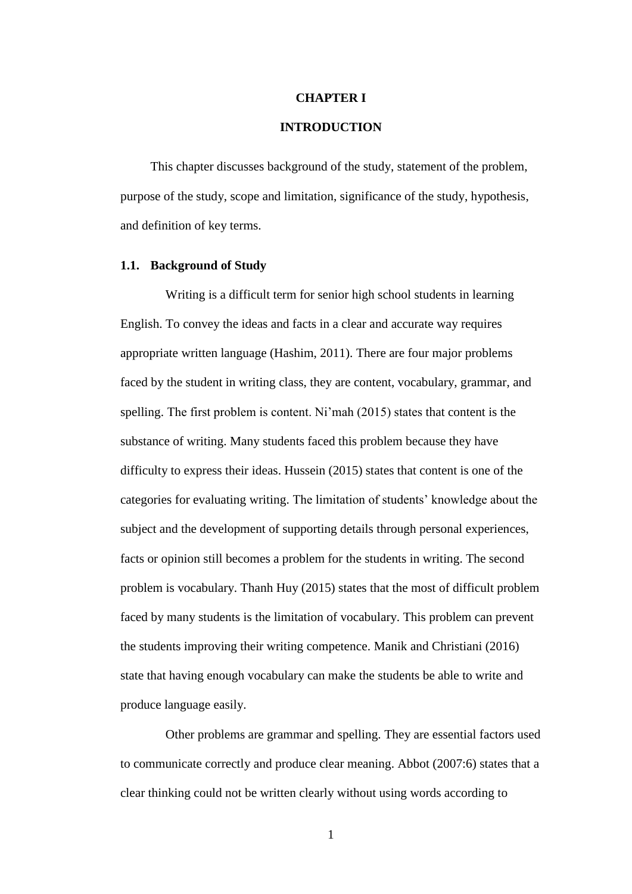# CHAPTER I

# INTRODUCTION

This chapter discusses background of the study, statement of the problem, purpose of the study, scope and limitation, significance of the study, hypothesis, and definition of key terms.

## 1.1. Background of Study

Writing is a difficult term for senior high school students in learning English. To convey the ideas and facts in a clear and accurate way requires appropriate written language (Hashim, 2011). There are four major problems faced by the student in writing class, they are content, vocabulary, grammar, and spelling. The first problem is content. Ni'mah (2015) states that content is the substance of writing. Many students faced this problem because they have difficulty to express their ideas. Hussein (2015) states that content is one of the categories for evaluating writing. The limitation of students' knowledge about the subject and the development of supporting details through personal experiences, facts or opinion still becomes a problem for the students in writing. The second problem is vocabulary. Thanh Huy (2015) states that the most of difficult problem faced by many students is the limitation of vocabulary. This problem can prevent the students improving their writing competence. Manik and Christiani (2016) state that having enough vocabulary can make the students be able to write and produce language easily.

Other problems are grammar and spelling. They are essential factors used to communicate correctly and produce clear meaning. Abbot (2007:6) states that a clear thinking could not be written clearly without using words according to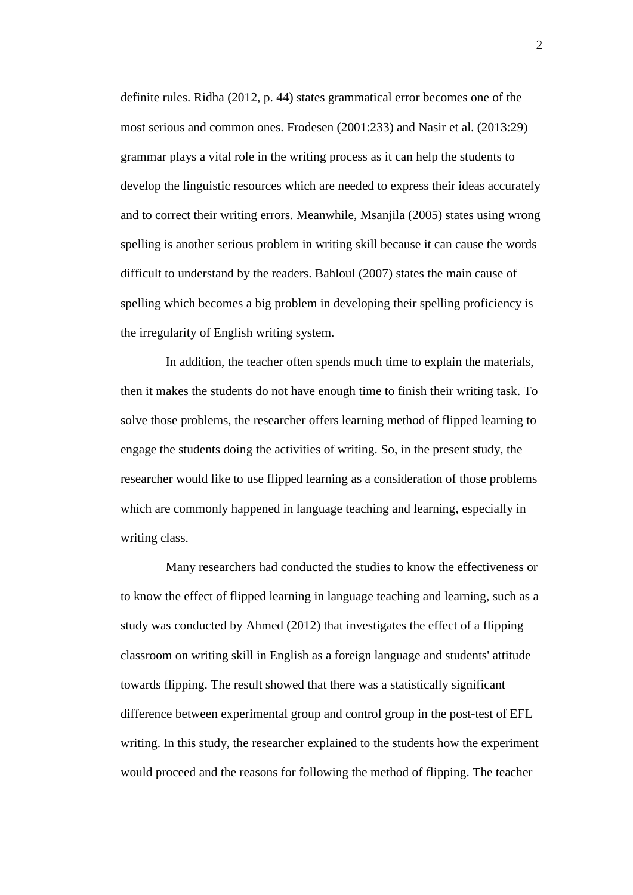definite rules. Ridha (2012, p. 44) states grammatical error becomes one of the most serious and common ones. Frodesen (2001:233) and Nasir et al. (2013:29) grammar plays a vital role in the writing process as it can help the students to develop the linguistic resources which are needed to express their ideas accurately and to correct their writing errors. Meanwhile, Msanjila (2005) states using wrong spelling is another serious problem in writing skill because it can cause the words difficult to understand by the readers. Bahloul (2007) states the main cause of spelling which becomes a big problem in developing their spelling proficiency is the irregularity of English writing system.

In addition, the teacher often spends much time to explain the materials, then it makes the students do not have enough time to finish their writing task. To solve those problems, the researcher offers learning method of flipped learning to engage the students doing the activities of writing. So, in the present study, the researcher would like to use flipped learning as a consideration of those problems which are commonly happened in language teaching and learning, especially in writing class.

Many researchers had conducted the studies to know the effectiveness or to know the effect of flipped learning in language teaching and learning, such as a study was conducted by Ahmed (2012) that investigates the effect of a flipping classroom on writing skill in English as a foreign language and students' attitude towards flipping. The result showed that there was a statistically significant difference between experimental group and control group in the post-test of EFL writing. In this study, the researcher explained to the students how the experiment would proceed and the reasons for following the method of flipping. The teacher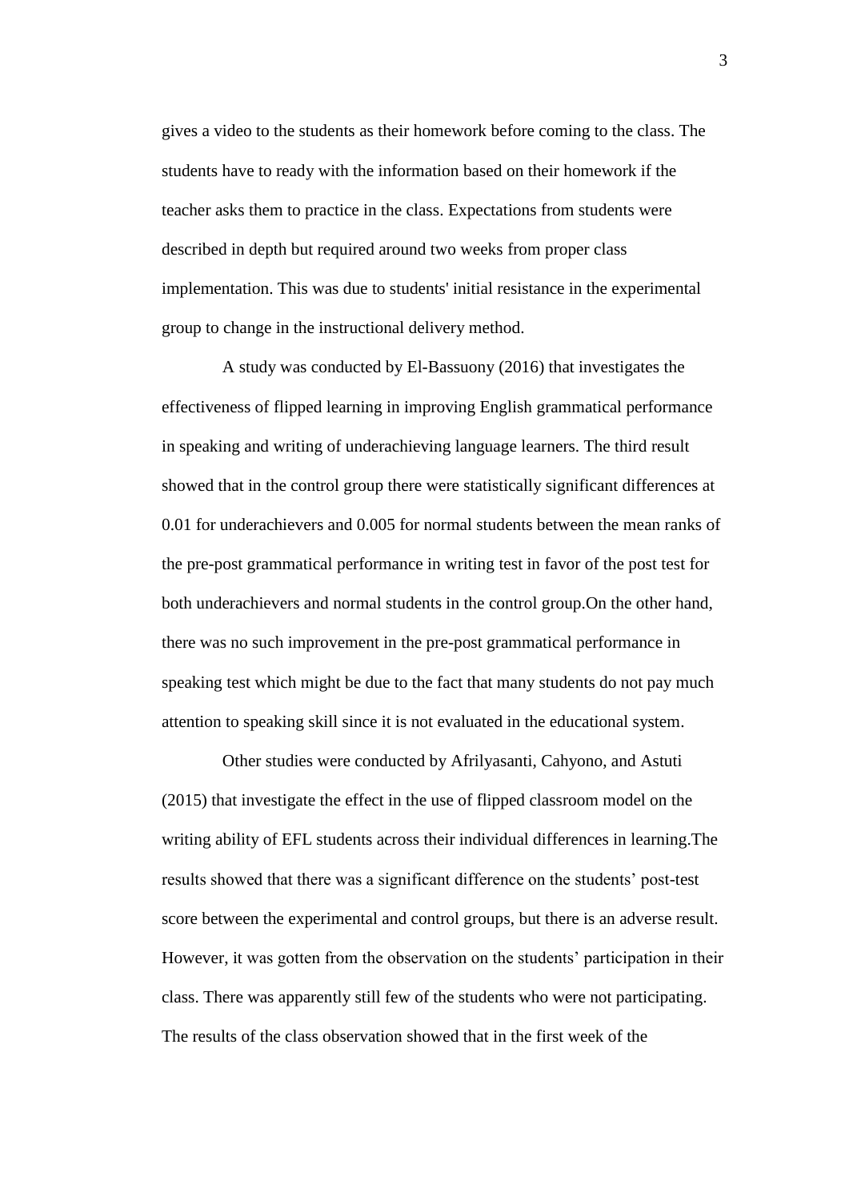gives a video to the students as their homework before coming to the class. The students have to ready with the information based on their homework if the teacher asks them to practice in the class. Expectations from students were described in depth but required around two weeks from proper class implementation. This was due to students' initial resistance in the experimental group to change in the instructional delivery method.

A study was conducted by El-Bassuony (2016) that investigates the effectiveness of flipped learning in improving English grammatical performance in speaking and writing of underachieving language learners. The third result showed that in the control group there were statistically significant differences at 0.01 for underachievers and 0.005 for normal students between the mean ranks of the pre-post grammatical performance in writing test in favor of the post test for both underachievers and normal students in the control group.On the other hand, there was no such improvement in the pre-post grammatical performance in speaking test which might be due to the fact that many students do not pay much attention to speaking skill since it is not evaluated in the educational system.

Other studies were conducted by Afrilyasanti, Cahyono, and Astuti (2015) that investigate the effect in the use of flipped classroom model on the writing ability of EFL students across their individual differences in learning.The results showed that there was a significant difference on the students' post-test score between the experimental and control groups, but there is an adverse result. However, it was gotten from the observation on the students' participation in their class. There was apparently still few of the students who were not participating. The results of the class observation showed that in the first week of the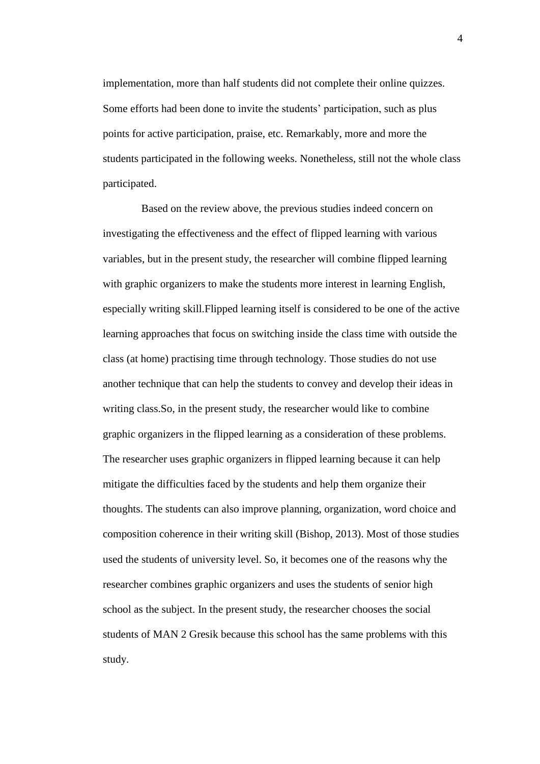implementation, more than half students did not complete their online quizzes. Some efforts had been done to invite the students' participation, such as plus points for active participation, praise, etc. Remarkably, more and more the students participated in the following weeks. Nonetheless, still not the whole class participated.

Based on the review above, the previous studies indeed concern on investigating the effectiveness and the effect of flipped learning with various variables, but in the present study, the researcher will combine flipped learning with graphic organizers to make the students more interest in learning English, especially writing skill.Flipped learning itself is considered to be one of the active learning approaches that focus on switching inside the class time with outside the class (at home) practising time through technology. Those studies do not use another technique that can help the students to convey and develop their ideas in writing class.So, in the present study, the researcher would like to combine graphic organizers in the flipped learning as a consideration of these problems. The researcher uses graphic organizers in flipped learning because it can help mitigate the difficulties faced by the students and help them organize their thoughts. The students can also improve planning, organization, word choice and composition coherence in their writing skill (Bishop, 2013). Most of those studies used the students of university level. So, it becomes one of the reasons why the researcher combines graphic organizers and uses the students of senior high school as the subject. In the present study, the researcher chooses the social students of MAN 2 Gresik because this school has the same problems with this study.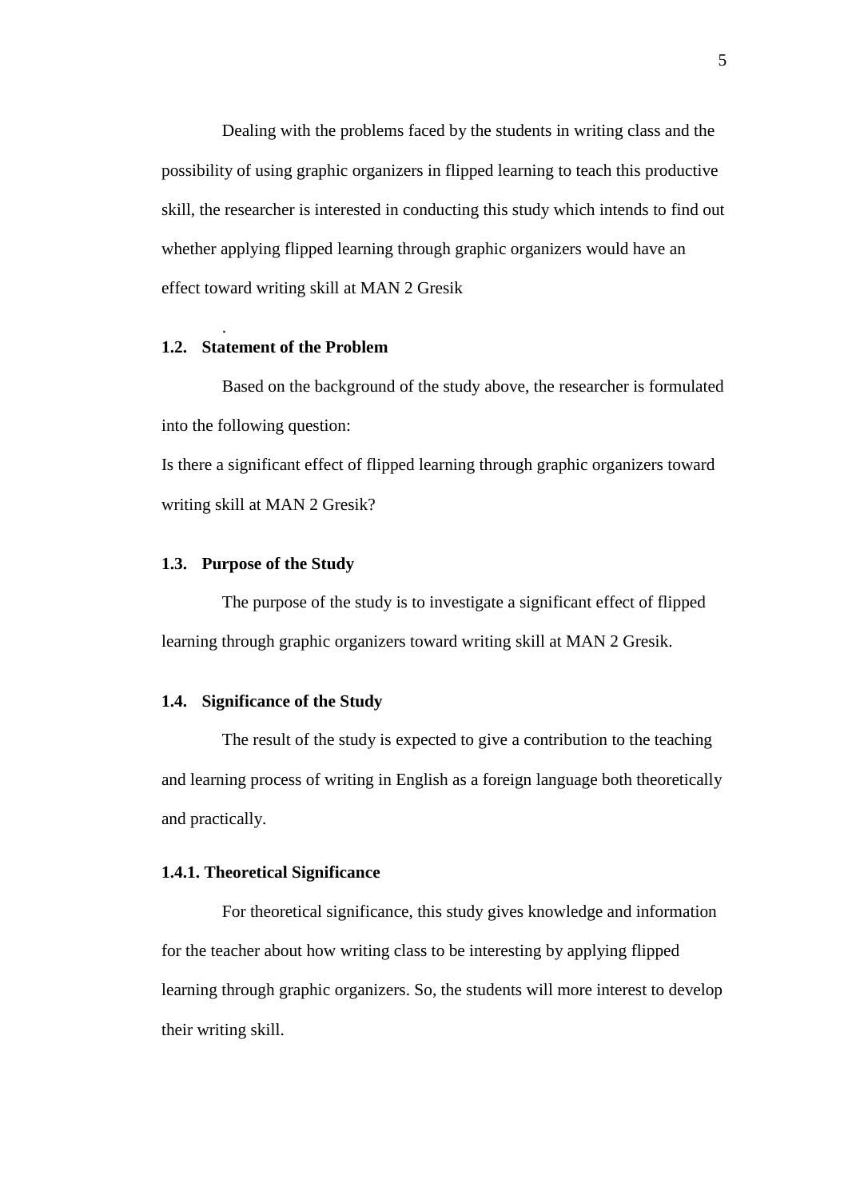Dealing with the problems faced by the students in writing class and the possibility of using graphic organizers in flipped learning to teach this productive skill, the researcher is interested in conducting this study which intends to find out whether applying flipped learning through graphic organizers would have an effect toward writing skill at MAN 2 Gresik

.

### 1.2. Statement of the Problem

Based on the background of the study above, the researcher is formulated into the following question:

Is there a significant effect of flipped learning through graphic organizers toward writing skill at MAN 2 Gresik?

### 1.3. Purpose of the Study

The purpose of the study is to investigate a significant effect of flipped learning through graphic organizers toward writing skill at MAN 2 Gresik.

### 1.4. Significance of the Study

The result of the study is expected to give a contribution to the teaching and learning process of writing in English as a foreign language both theoretically and practically.

#### 1.4.1. Theoretical Significance

For theoretical significance, this study gives knowledge and information for the teacher about how writing class to be interesting by applying flipped learning through graphic organizers. So, the students will more interest to develop their writing skill.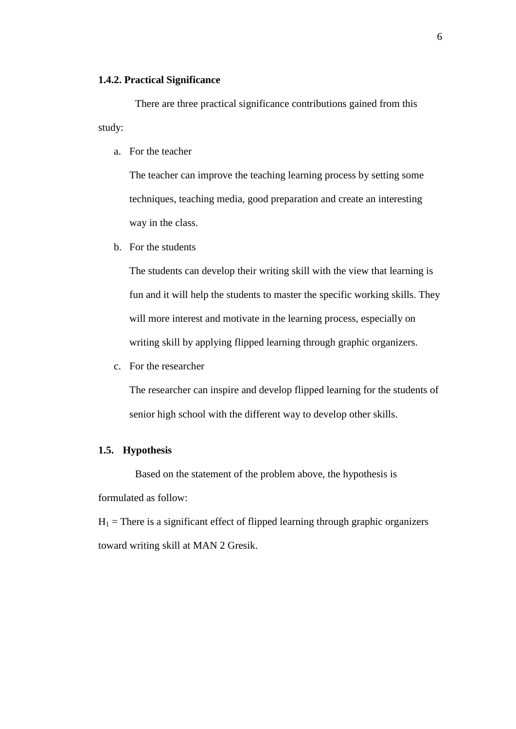### 1.4.2. Practical Significance

There are three practical significance contributions gained from this study:

a. For the teacher

   The teacher can improve the teaching learning process by setting some techniques, teaching media, good preparation and create an interesting way in the class.

b. For the students

   The students can develop their writing skill with the view that learning is fun and it will help the students to master the specific working skills. They will more interest and motivate in the learning process, especially on writing skill by applying flipped learning through graphic organizers.

c. For the researcher

   The researcher can inspire and develop flipped learning for the students of senior high school with the different way to develop other skills.

## 1.5. Hypothesis

Based on the statement of the problem above, the hypothesis is formulated as follow:

$H_1$ = There is a significant effect of flipped learning through graphic organizers toward writing skill at MAN 2 Gresik.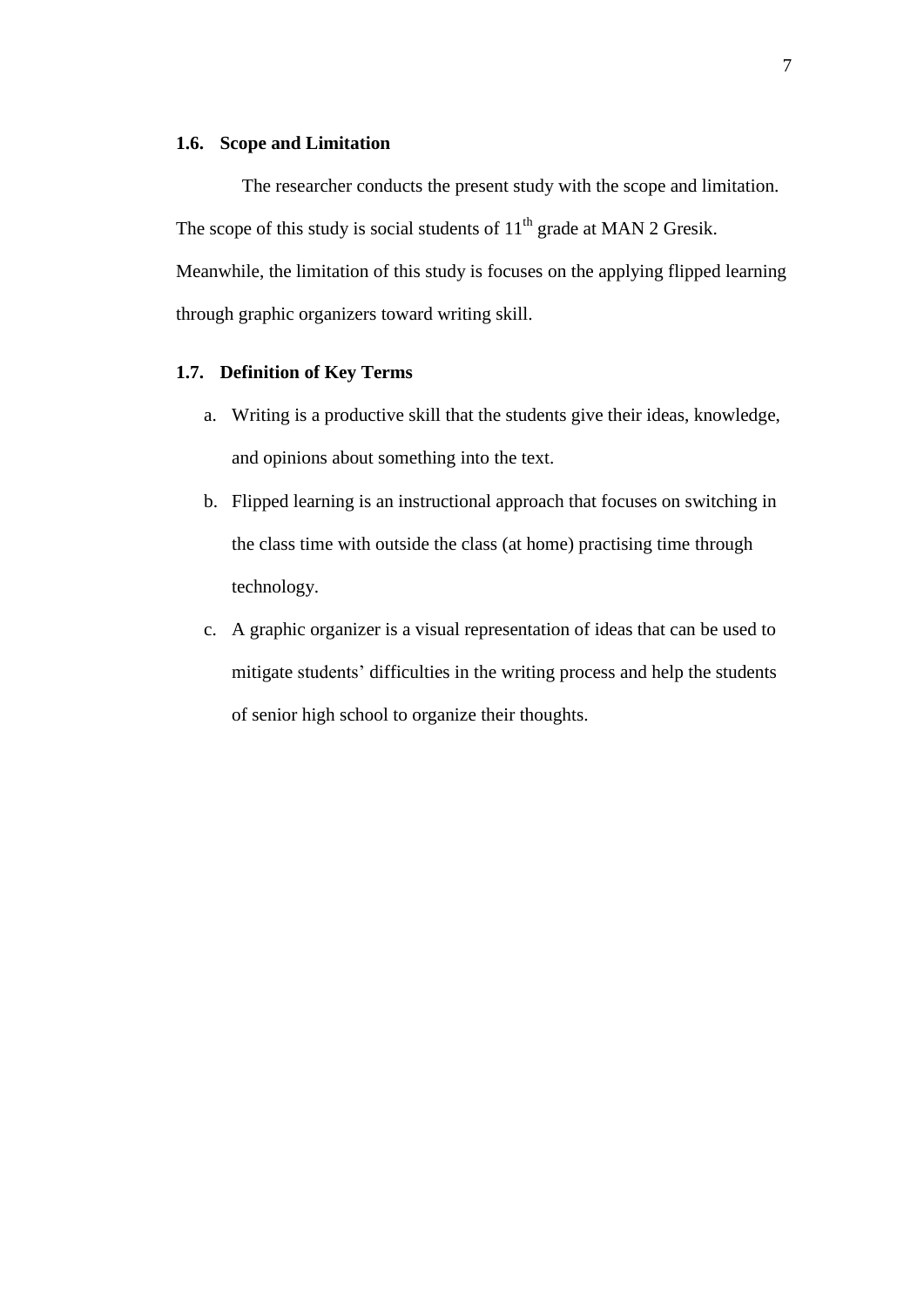### 1.6. Scope and Limitation

The researcher conducts the present study with the scope and limitation. The scope of this study is social students of 11th grade at MAN 2 Gresik. Meanwhile, the limitation of this study is focuses on the applying flipped learning through graphic organizers toward writing skill.

### 1.7. Definition of Key Terms

a. Writing is a productive skill that the students give their ideas, knowledge, and opinions about something into the text.

b. Flipped learning is an instructional approach that focuses on switching in the class time with outside the class (at home) practising time through technology.

c. A graphic organizer is a visual representation of ideas that can be used to mitigate students' difficulties in the writing process and help the students of senior high school to organize their thoughts.